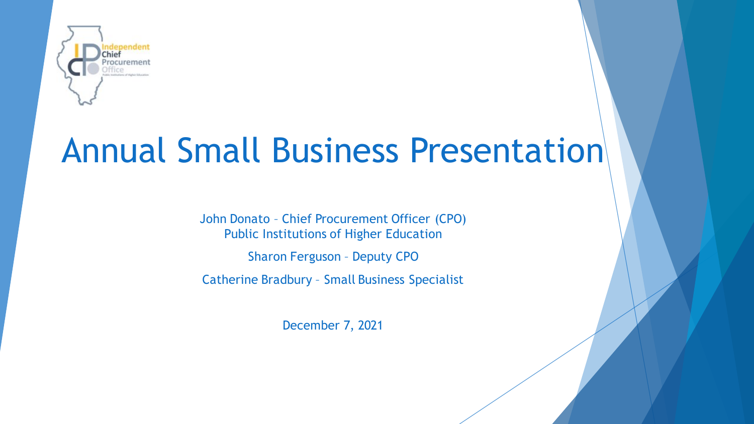Independent Chief Procurement Office

# Annual Small Business Presentation

John Donato – Chief Procurement Officer (CPO)
Public Institutions of Higher Education

Sharon Ferguson – Deputy CPO

Catherine Bradbury – Small Business Specialist

December 7, 2021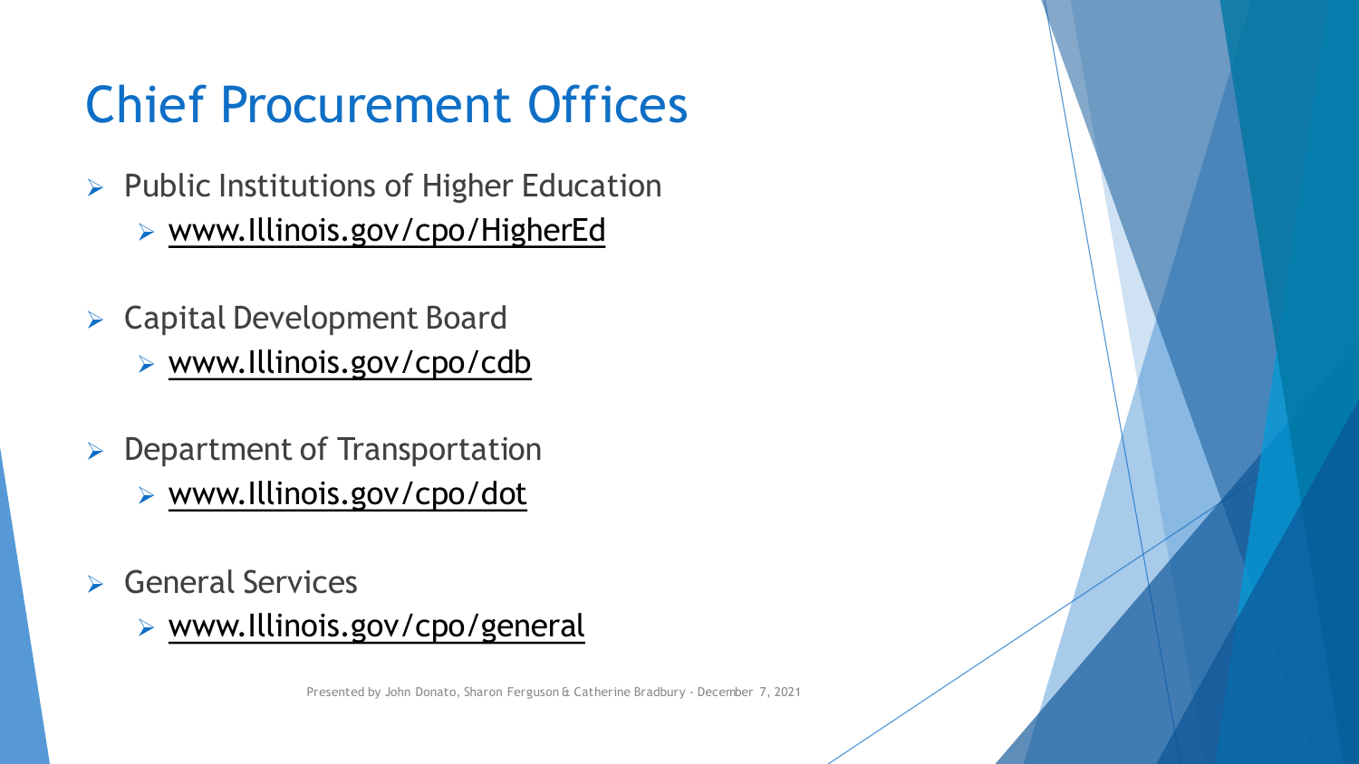# Chief Procurement Offices

- Public Institutions of Higher Education
  - www.Illinois.gov/cpo/HigherEd
- Capital Development Board
  - www.Illinois.gov/cpo/cdb
- Department of Transportation
  - www.Illinois.gov/cpo/dot
- General Services
  - www.Illinois.gov/cpo/general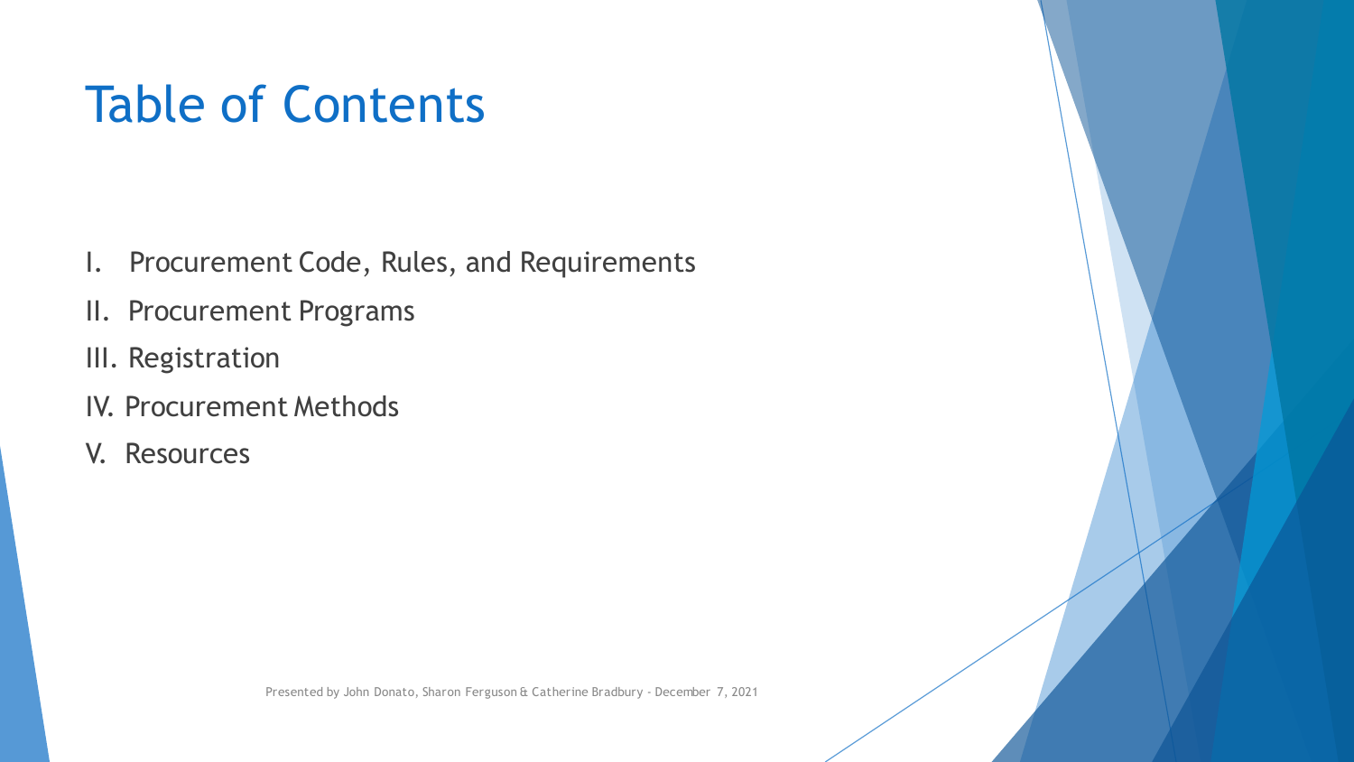# Table of Contents

I. Procurement Code, Rules, and Requirements

II. Procurement Programs

III. Registration

IV. Procurement Methods

V. Resources

Presented by John Donato, Sharon Ferguson & Catherine Bradbury - December 7, 2021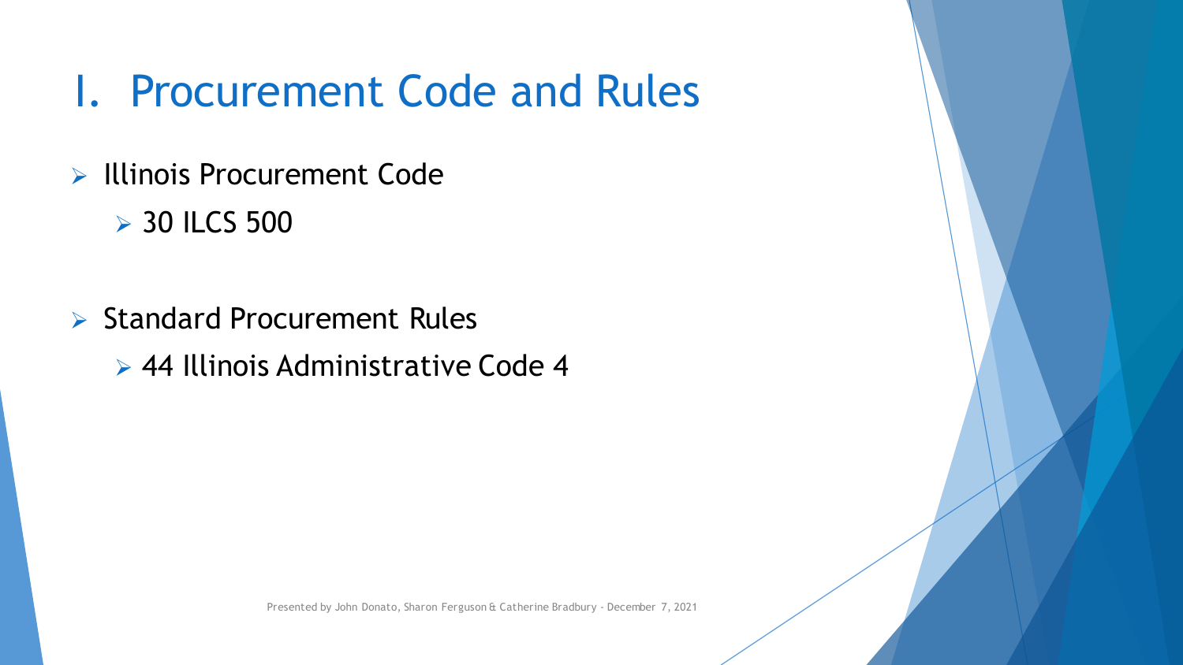# I. Procurement Code and Rules

- Illinois Procurement Code
  - 30 ILCS 500
- Standard Procurement Rules
  - 44 Illinois Administrative Code 4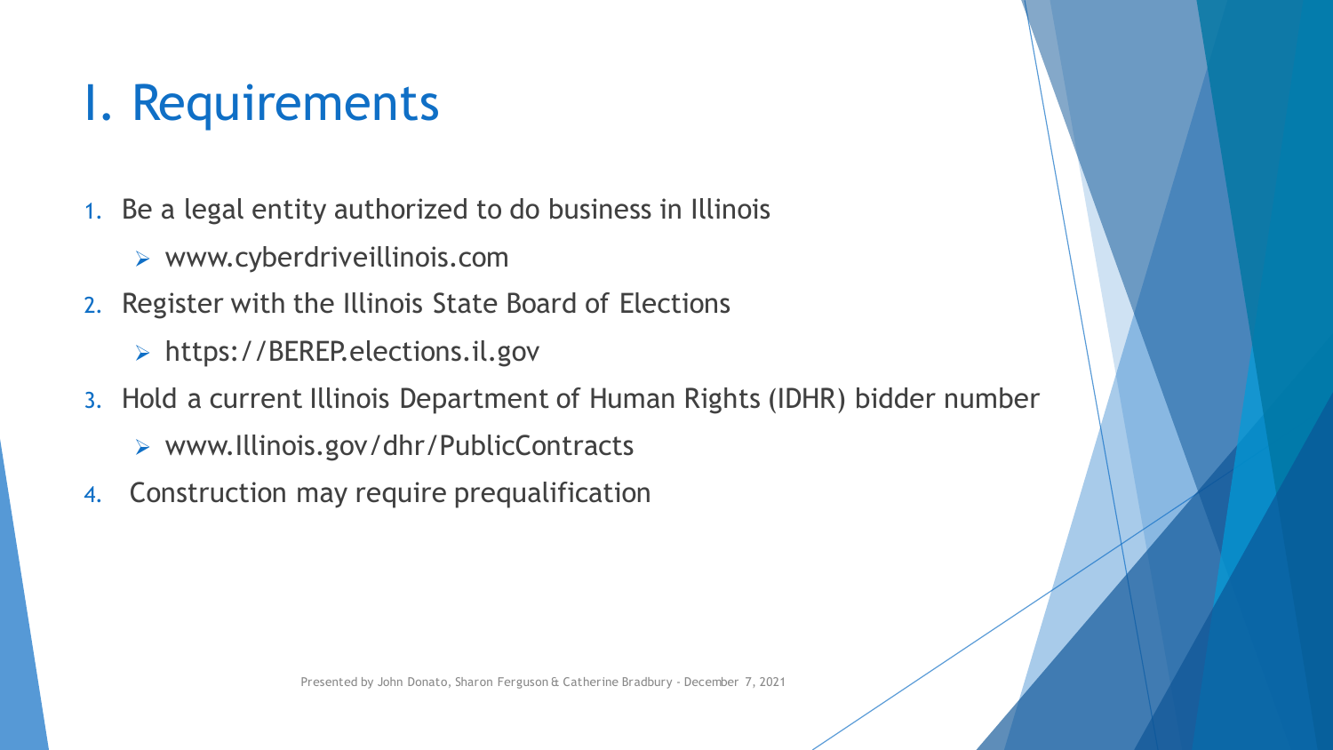# I. Requirements

1. Be a legal entity authorized to do business in Illinois
   - www.cyberdriveillinois.com
2. Register with the Illinois State Board of Elections
   - https://BEREP.elections.il.gov
3. Hold a current Illinois Department of Human Rights (IDHR) bidder number
   - www.Illinois.gov/dhr/PublicContracts
4. Construction may require prequalification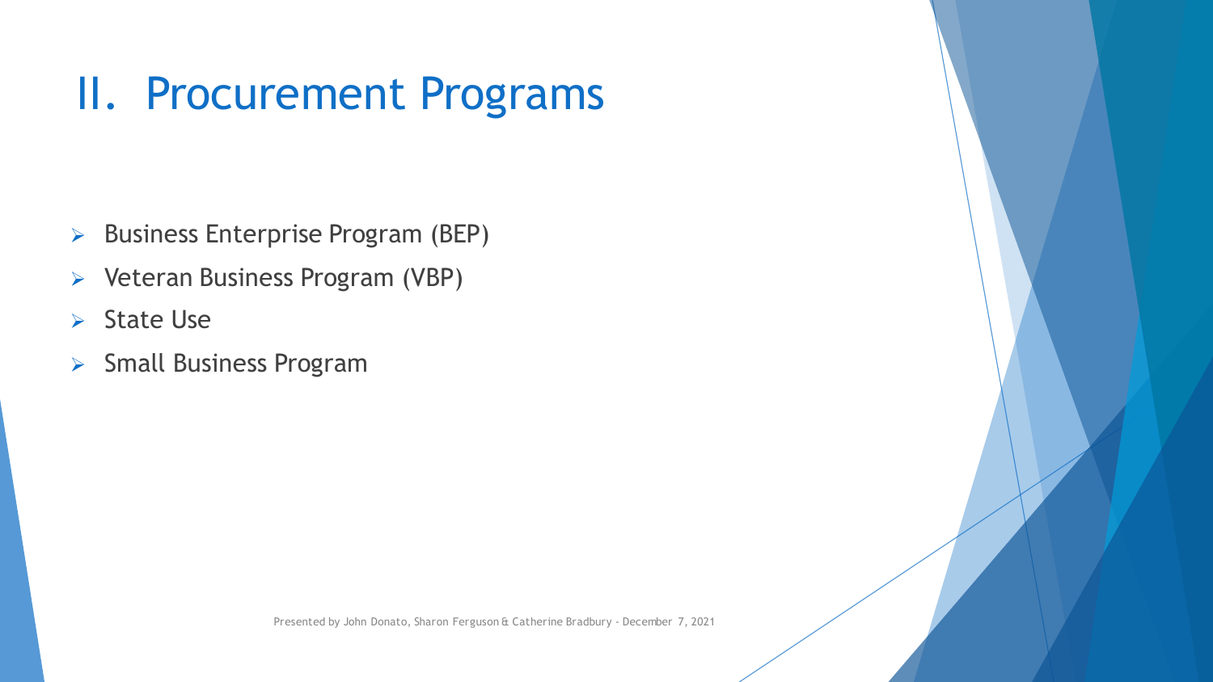# II. Procurement Programs

- Business Enterprise Program (BEP)
- Veteran Business Program (VBP)
- State Use
- Small Business Program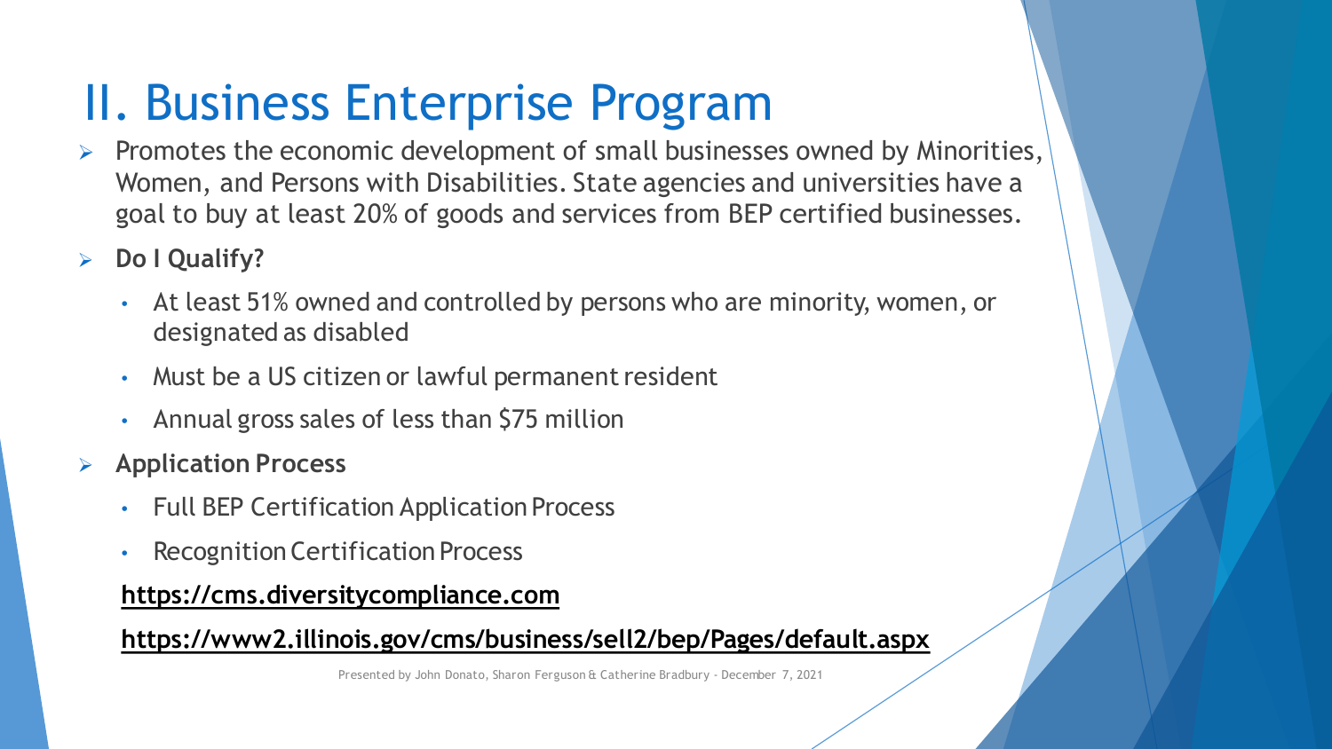# II. Business Enterprise Program

- Promotes the economic development of small businesses owned by Minorities, Women, and Persons with Disabilities. State agencies and universities have a goal to buy at least 20% of goods and services from BEP certified businesses.
- **Do I Qualify?**
  - At least 51% owned and controlled by persons who are minority, women, or designated as disabled
  - Must be a US citizen or lawful permanent resident
  - Annual gross sales of less than $75 million
- **Application Process**
  - Full BEP Certification Application Process
  - Recognition Certification Process

**https://cms.diversitycompliance.com**

**https://www2.illinois.gov/cms/business/sell2/bep/Pages/default.aspx**

Presented by John Donato, Sharon Ferguson & Catherine Bradbury - December 7, 2021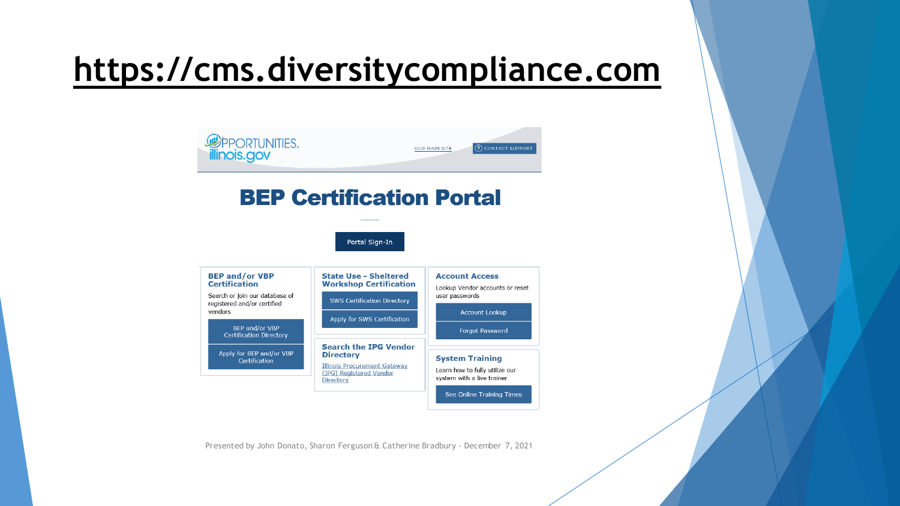# https://cms.diversitycompliance.com

OPPORTUNITIES. illinois.gov

OUR MAIN SITE

CONTACT SUPPORT

## BEP Certification Portal

Portal Sign-In

### BEP and/or VBP Certification

Search or join our database of registered and/or certified vendors

BEP and/or VBP Certification Directory

Apply for BEP and/or VBP Certification

### State Use - Sheltered Workshop Certification

SWS Certification Directory

Apply for SWS Certification

### Search the IPG Vendor Directory

Illinois Procurement Gateway (IPG) Registered Vendor Directory

### Account Access

Lookup Vendor accounts or reset user passwords

Account Lookup

Forgot Password

### System Training

Learn how to fully utilize our system with a live trainer

See Online Training Times

Presented by John Donato, Sharon Ferguson & Catherine Bradbury - December 7, 2021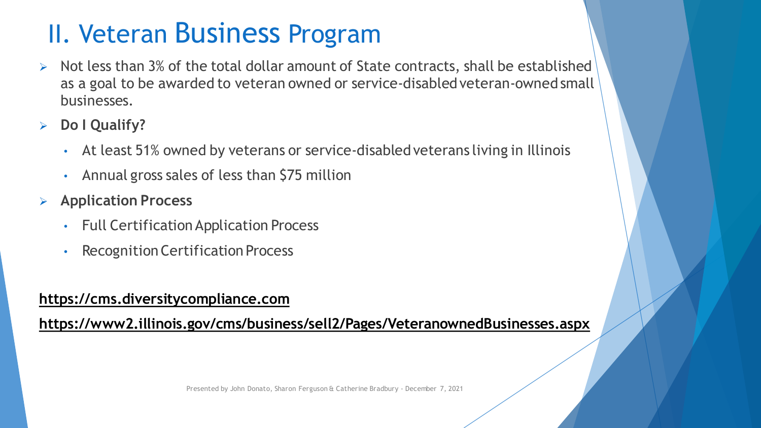# II. Veteran Business Program

- Not less than 3% of the total dollar amount of State contracts, shall be established as a goal to be awarded to veteran owned or service-disabled veteran-owned small businesses.
- **Do I Qualify?**
  - At least 51% owned by veterans or service-disabled veterans living in Illinois
  - Annual gross sales of less than $75 million
- **Application Process**
  - Full Certification Application Process
  - Recognition Certification Process

**https://cms.diversitycompliance.com**

**https://www2.illinois.gov/cms/business/sell2/Pages/VeteranownedBusinesses.aspx**

Presented by John Donato, Sharon Ferguson & Catherine Bradbury - December 7, 2021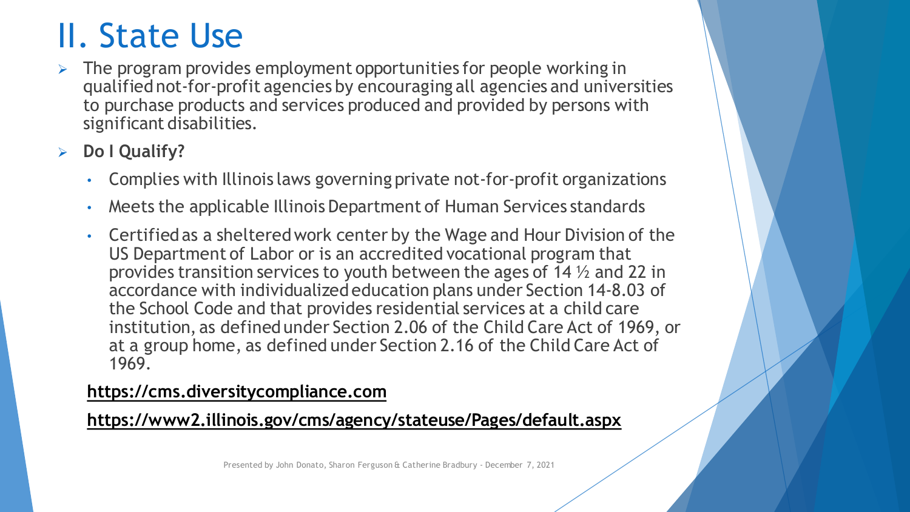# II. State Use

- The program provides employment opportunities for people working in qualified not-for-profit agencies by encouraging all agencies and universities to purchase products and services produced and provided by persons with significant disabilities.
- **Do I Qualify?**
  - Complies with Illinois laws governing private not-for-profit organizations
  - Meets the applicable Illinois Department of Human Services standards
  - Certified as a sheltered work center by the Wage and Hour Division of the US Department of Labor or is an accredited vocational program that provides transition services to youth between the ages of 14 ½ and 22 in accordance with individualized education plans under Section 14-8.03 of the School Code and that provides residential services at a child care institution, as defined under Section 2.06 of the Child Care Act of 1969, or at a group home, as defined under Section 2.16 of the Child Care Act of 1969.

**https://cms.diversitycompliance.com**

**https://www2.illinois.gov/cms/agency/stateuse/Pages/default.aspx**

Presented by John Donato, Sharon Ferguson & Catherine Bradbury - December 7, 2021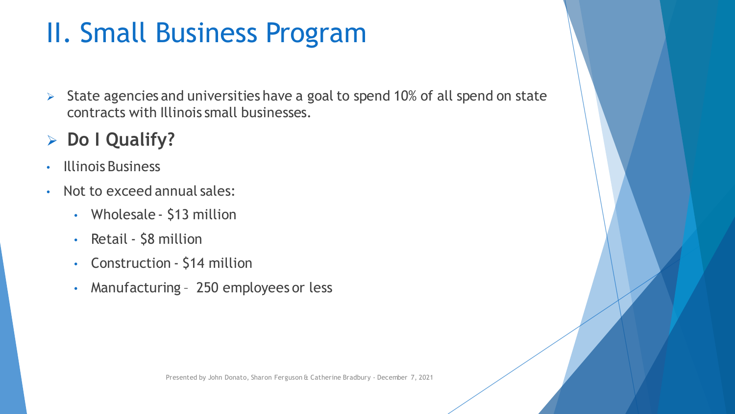# II. Small Business Program

- State agencies and universities have a goal to spend 10% of all spend on state contracts with Illinois small businesses.
- **Do I Qualify?**

- Illinois Business
- Not to exceed annual sales:
  - Wholesale - $13 million
  - Retail - $8 million
  - Construction - $14 million
  - Manufacturing – 250 employees or less

Presented by John Donato, Sharon Ferguson & Catherine Bradbury - December 7, 2021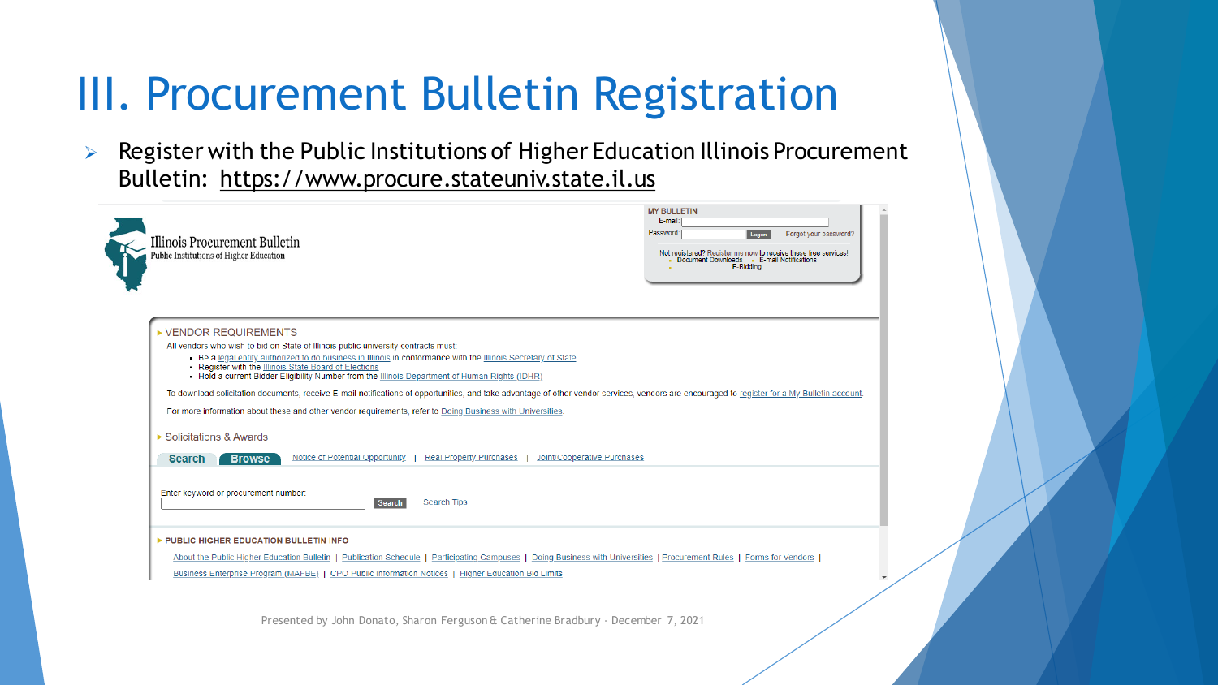# III. Procurement Bulletin Registration

- Register with the Public Institutions of Higher Education Illinois Procurement Bulletin: https://www.procure.stateuniv.state.il.us

Illinois Procurement Bulletin
Public Institutions of Higher Education

MY BULLETIN
E-mail:
Password: Logon Forgot your password?

Not registered? Register me now to receive these free services!
- Document Downloads
- E-mail Notifications
- E-Bidding

▸ VENDOR REQUIREMENTS

All vendors who wish to bid on State of Illinois public university contracts must:

- Be a legal entity authorized to do business in Illinois in conformance with the Illinois Secretary of State
- Register with the Illinois State Board of Elections
- Hold a current Bidder Eligibility Number from the Illinois Department of Human Rights (IDHR)

To download solicitation documents, receive E-mail notifications of opportunities, and take advantage of other vendor services, vendors are encouraged to register for a My Bulletin account.

For more information about these and other vendor requirements, refer to Doing Business with Universities.

▸ Solicitations & Awards

Search | Browse | Notice of Potential Opportunity | Real Property Purchases | Joint/Cooperative Purchases

Enter keyword or procurement number: Search | Search Tips

▸ PUBLIC HIGHER EDUCATION BULLETIN INFO

About the Public Higher Education Bulletin | Publication Schedule | Participating Campuses | Doing Business with Universities | Procurement Rules | Forms for Vendors | Business Enterprise Program (MAFBE) | CPO Public Information Notices | Higher Education Bid Limits

Presented by John Donato, Sharon Ferguson & Catherine Bradbury - December 7, 2021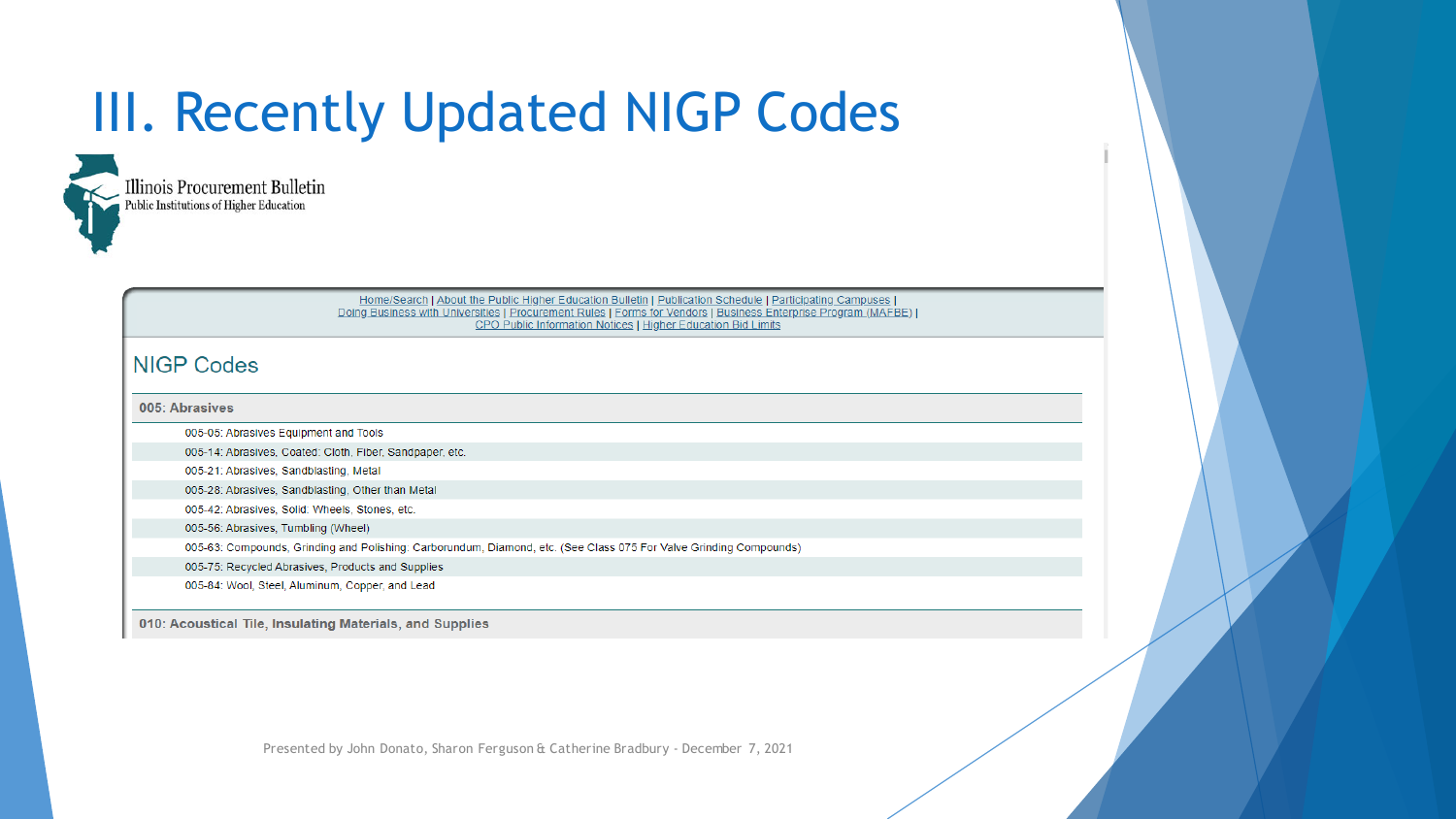# III. Recently Updated NIGP Codes

Illinois Procurement Bulletin
Public Institutions of Higher Education

Home/Search | About the Public Higher Education Bulletin | Publication Schedule | Participating Campuses | Doing Business with Universities | Procurement Rules | Forms for Vendors | Business Enterprise Program (MAFBE) | CPO Public Information Notices | Higher Education Bid Limits

## NIGP Codes

**005: Abrasives**

- 005-05: Abrasives Equipment and Tools
- 005-14: Abrasives, Coated: Cloth, Fiber, Sandpaper, etc.
- 005-21: Abrasives, Sandblasting, Metal
- 005-28: Abrasives, Sandblasting, Other than Metal
- 005-42: Abrasives, Solid: Wheels, Stones, etc.
- 005-56: Abrasives, Tumbling (Wheel)
- 005-63: Compounds, Grinding and Polishing: Carborundum, Diamond, etc. (See Class 075 For Valve Grinding Compounds)
- 005-75: Recycled Abrasives, Products and Supplies
- 005-84: Wool, Steel, Aluminum, Copper, and Lead

**010: Acoustical Tile, Insulating Materials, and Supplies**

Presented by John Donato, Sharon Ferguson & Catherine Bradbury - December 7, 2021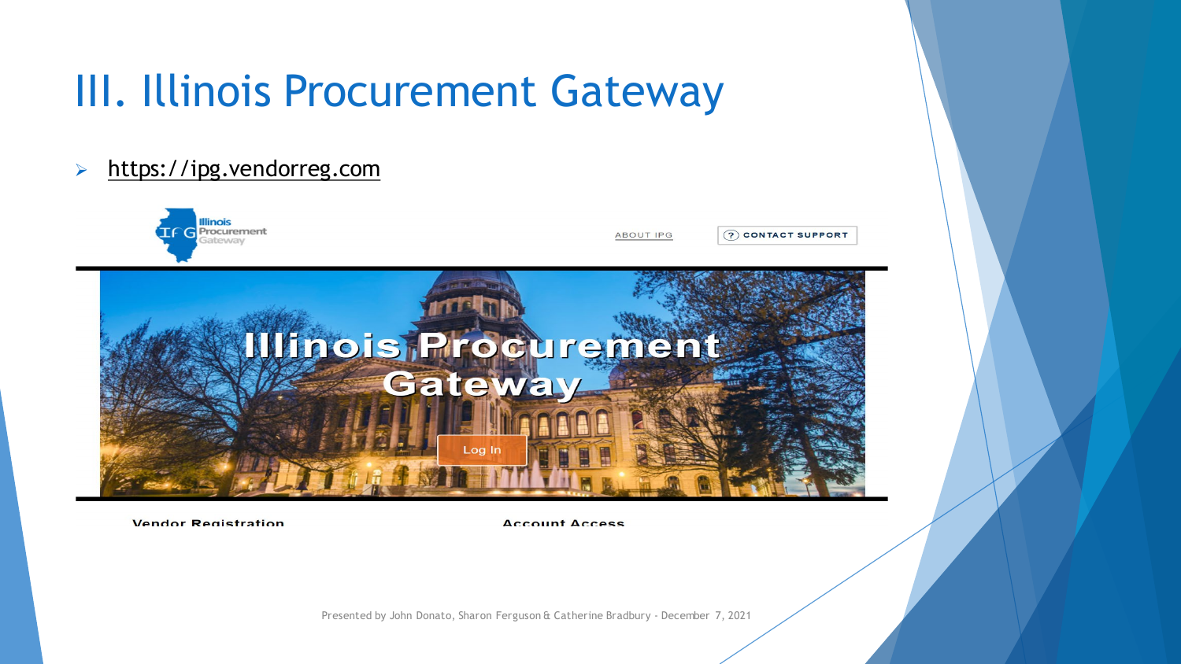# III. Illinois Procurement Gateway

- https://ipg.vendorreg.com

Illinois Procurement Gateway

ABOUT IPG

CONTACT SUPPORT

Illinois Procurement Gateway

Log In

Vendor Registration

Account Access

Presented by John Donato, Sharon Ferguson & Catherine Bradbury - December 7, 2021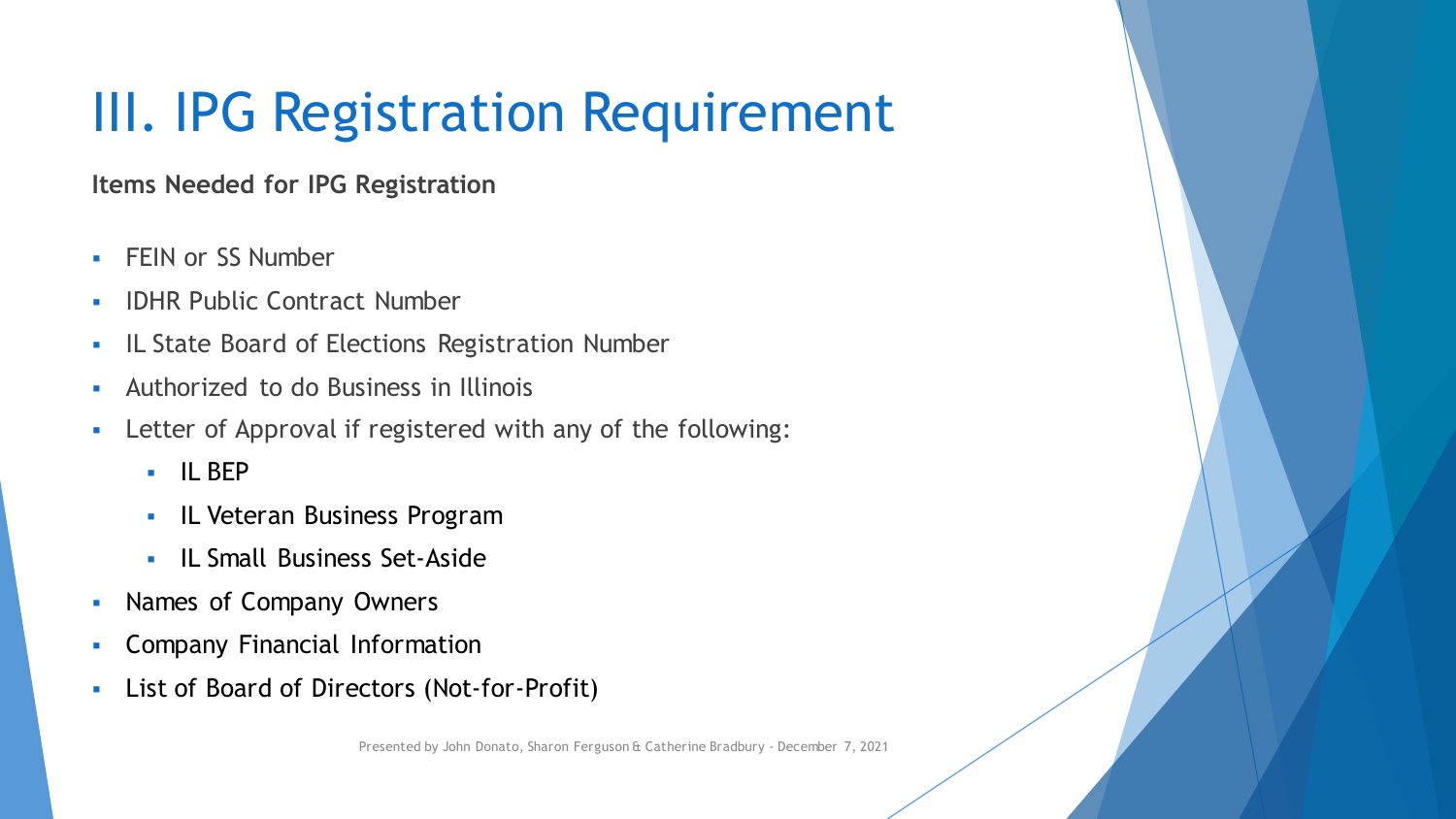# III. IPG Registration Requirement

**Items Needed for IPG Registration**

- FEIN or SS Number
- IDHR Public Contract Number
- IL State Board of Elections Registration Number
- Authorized to do Business in Illinois
- Letter of Approval if registered with any of the following:
  - IL BEP
  - IL Veteran Business Program
  - IL Small Business Set-Aside
- Names of Company Owners
- Company Financial Information
- List of Board of Directors (Not-for-Profit)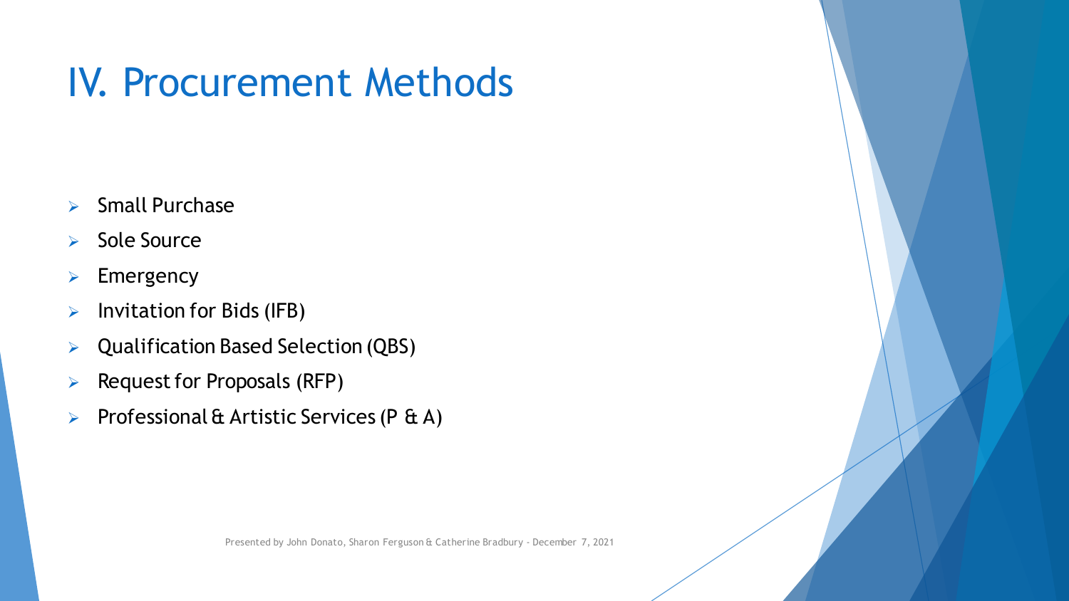# IV. Procurement Methods

- Small Purchase
- Sole Source
- Emergency
- Invitation for Bids (IFB)
- Qualification Based Selection (QBS)
- Request for Proposals (RFP)
- Professional & Artistic Services (P & A)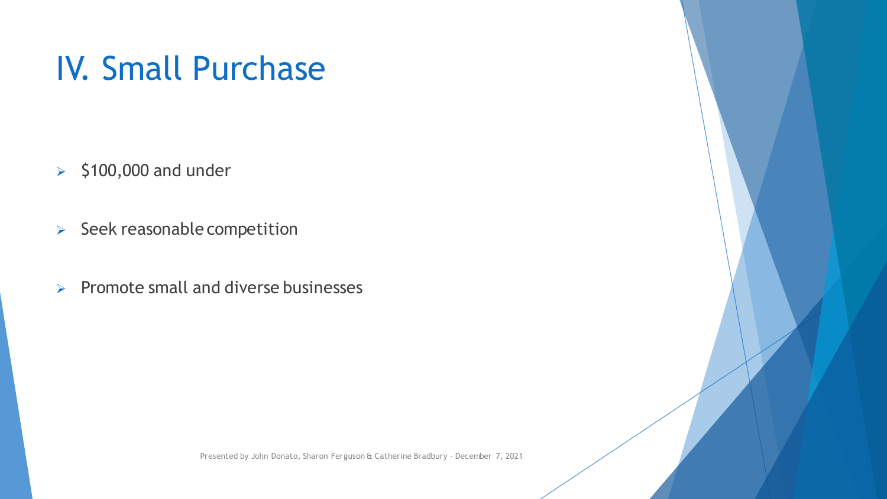# IV. Small Purchase

- $100,000 and under
- Seek reasonable competition
- Promote small and diverse businesses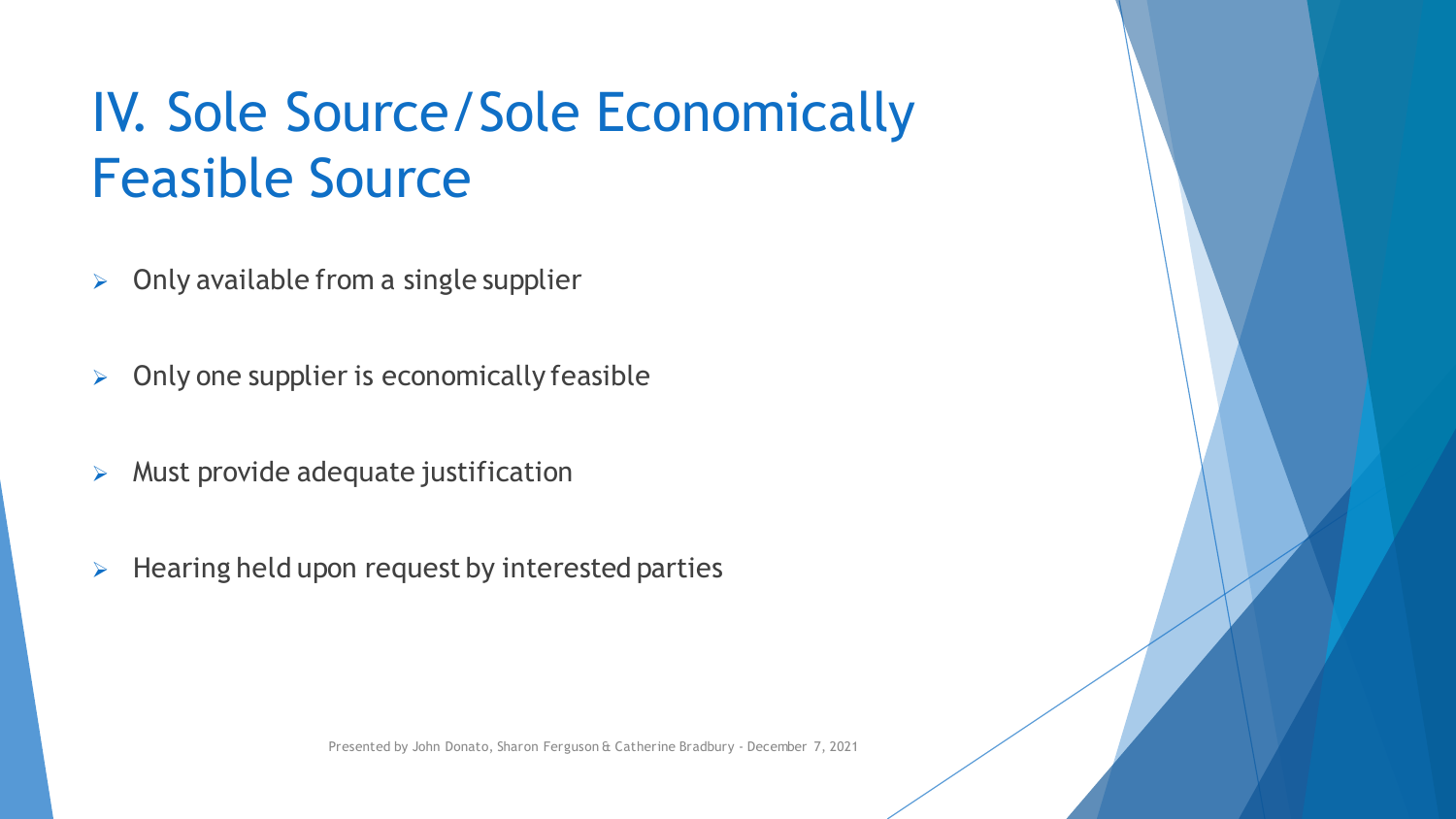# IV. Sole Source/Sole Economically Feasible Source

- Only available from a single supplier
- Only one supplier is economically feasible
- Must provide adequate justification
- Hearing held upon request by interested parties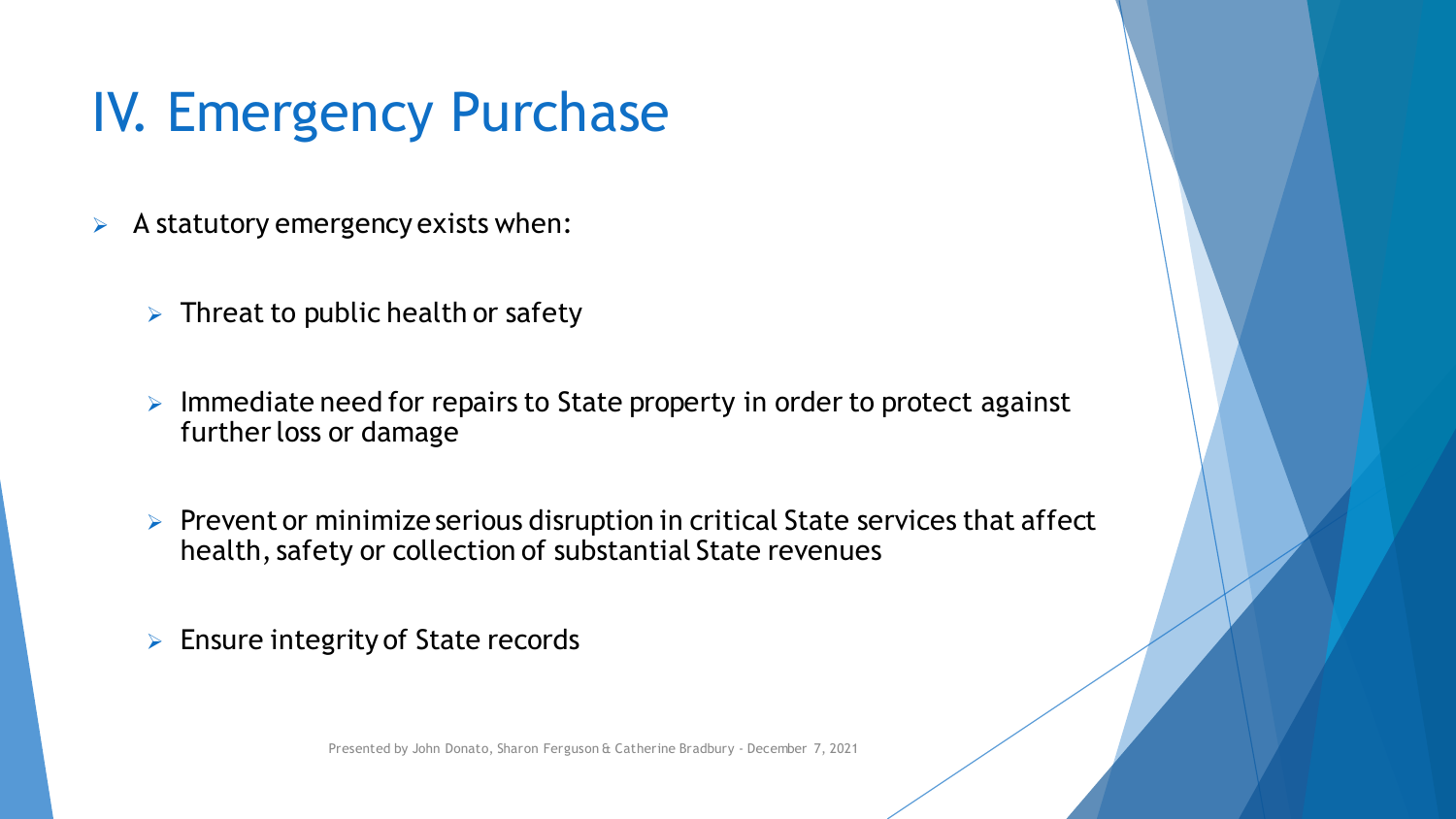# IV. Emergency Purchase

- A statutory emergency exists when:
  - Threat to public health or safety
  - Immediate need for repairs to State property in order to protect against further loss or damage
  - Prevent or minimize serious disruption in critical State services that affect health, safety or collection of substantial State revenues
  - Ensure integrity of State records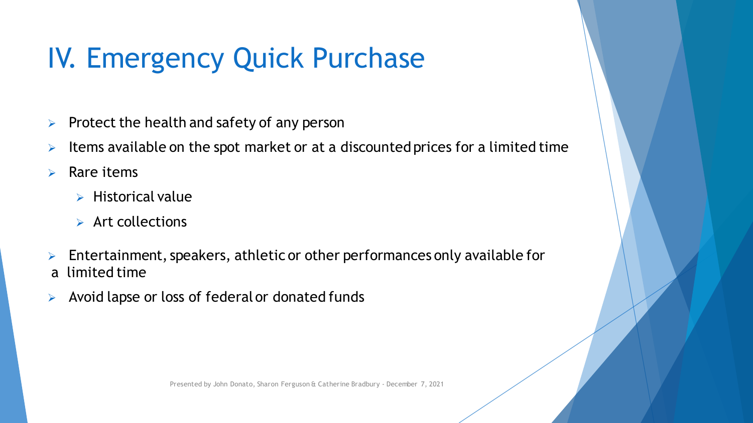# IV. Emergency Quick Purchase

- Protect the health and safety of any person
- Items available on the spot market or at a discounted prices for a limited time
- Rare items
  - Historical value
  - Art collections
- Entertainment, speakers, athletic or other performances only available for a limited time
- Avoid lapse or loss of federal or donated funds

Presented by John Donato, Sharon Ferguson & Catherine Bradbury - December 7, 2021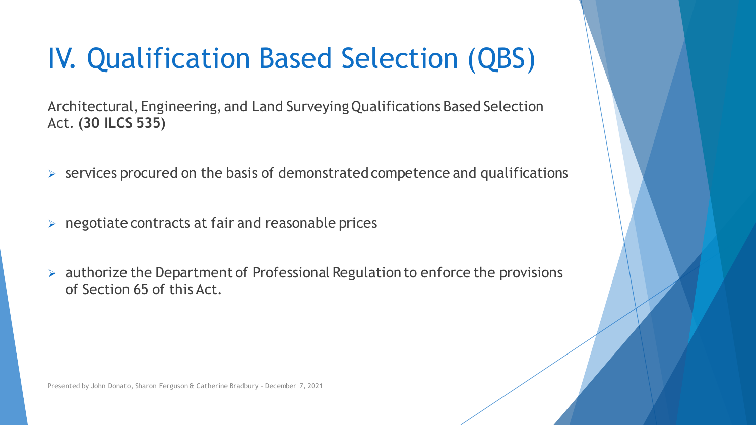# IV. Qualification Based Selection (QBS)

Architectural, Engineering, and Land Surveying Qualifications Based Selection Act. **(30 ILCS 535)**

- services procured on the basis of demonstrated competence and qualifications
- negotiate contracts at fair and reasonable prices
- authorize the Department of Professional Regulation to enforce the provisions of Section 65 of this Act.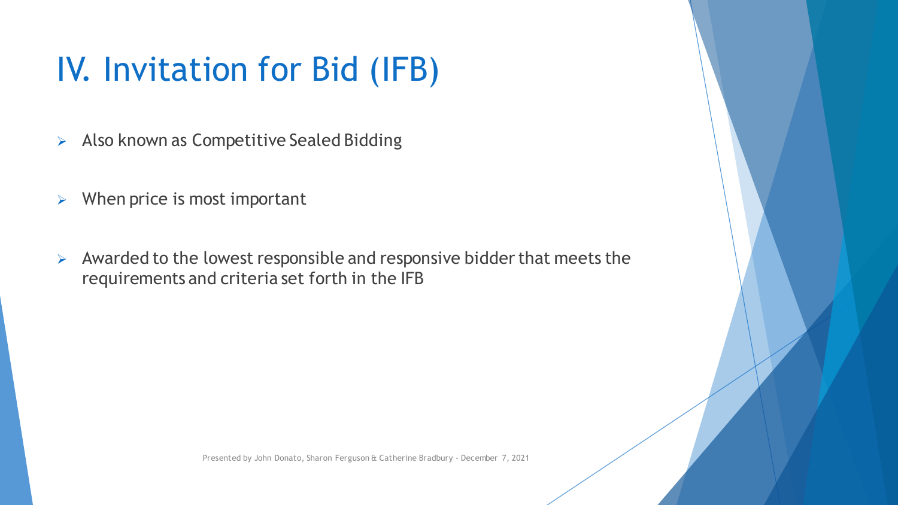# IV. Invitation for Bid (IFB)

- Also known as Competitive Sealed Bidding
- When price is most important
- Awarded to the lowest responsible and responsive bidder that meets the requirements and criteria set forth in the IFB

Presented by John Donato, Sharon Ferguson & Catherine Bradbury - December 7, 2021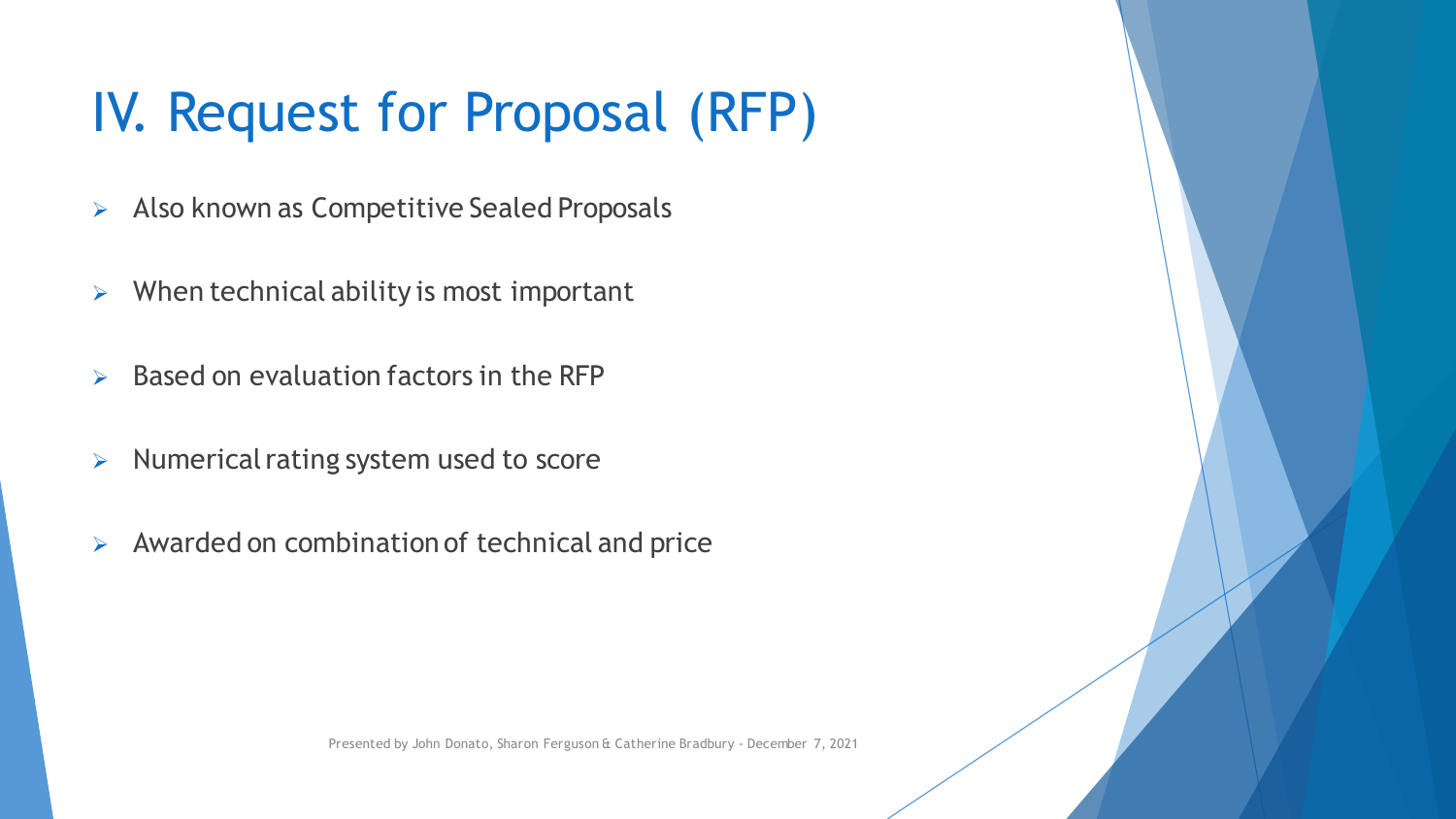# IV. Request for Proposal (RFP)

- Also known as Competitive Sealed Proposals
- When technical ability is most important
- Based on evaluation factors in the RFP
- Numerical rating system used to score
- Awarded on combination of technical and price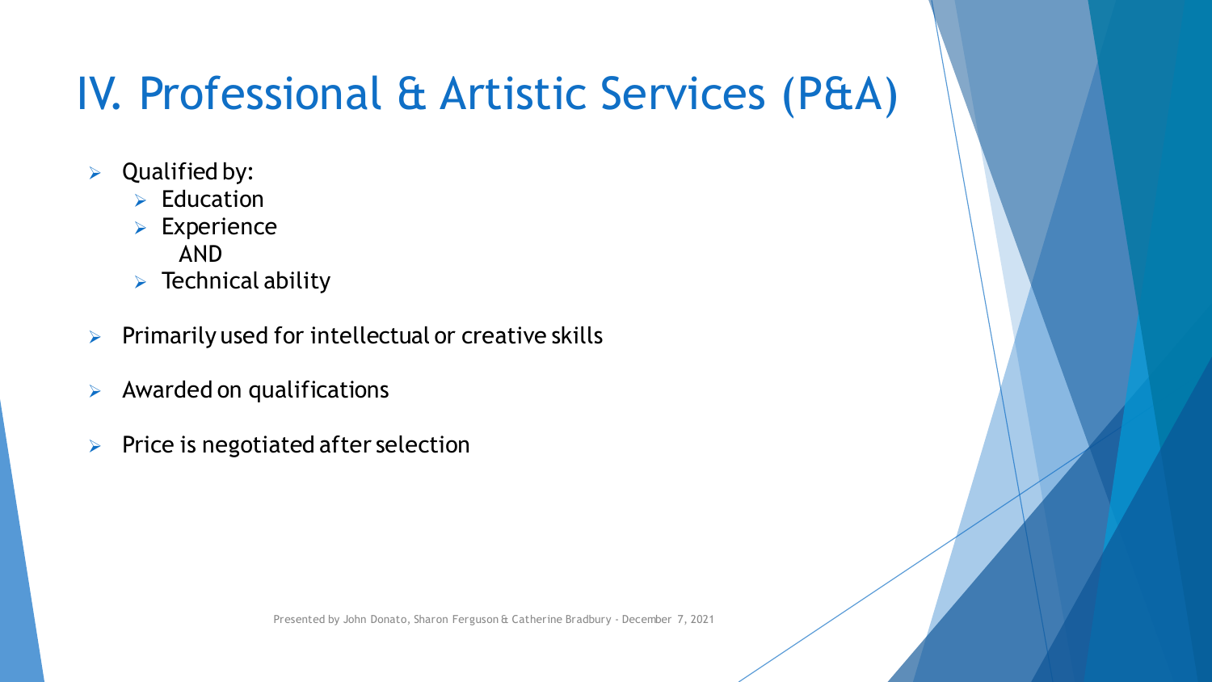# IV. Professional & Artistic Services (P&A)

- Qualified by:
  - Education
  - Experience
    AND
  - Technical ability
- Primarily used for intellectual or creative skills
- Awarded on qualifications
- Price is negotiated after selection

Presented by John Donato, Sharon Ferguson & Catherine Bradbury - December 7, 2021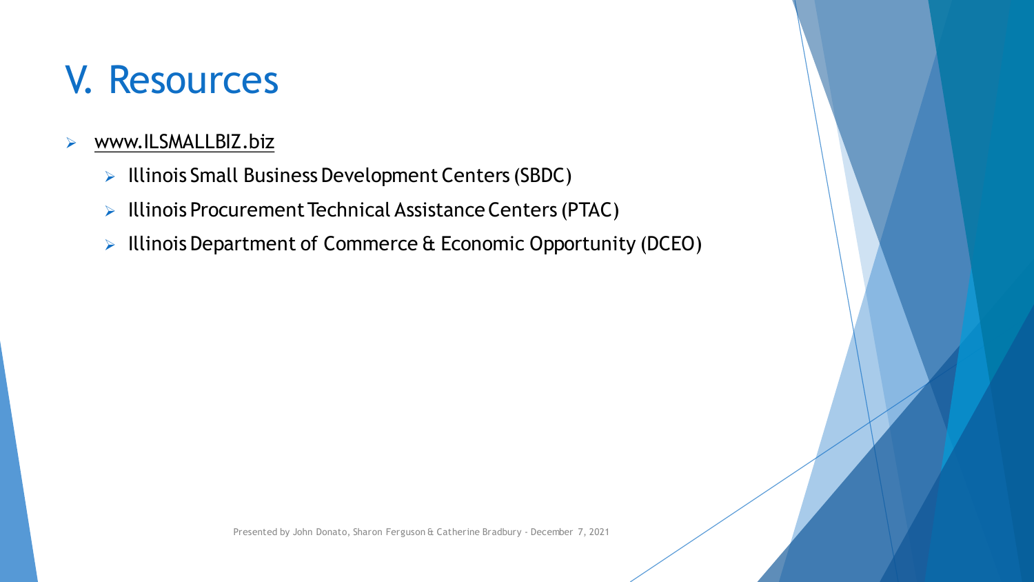# V. Resources

- www.ILSMALLBIZ.biz
  - Illinois Small Business Development Centers (SBDC)
  - Illinois Procurement Technical Assistance Centers (PTAC)
  - Illinois Department of Commerce & Economic Opportunity (DCEO)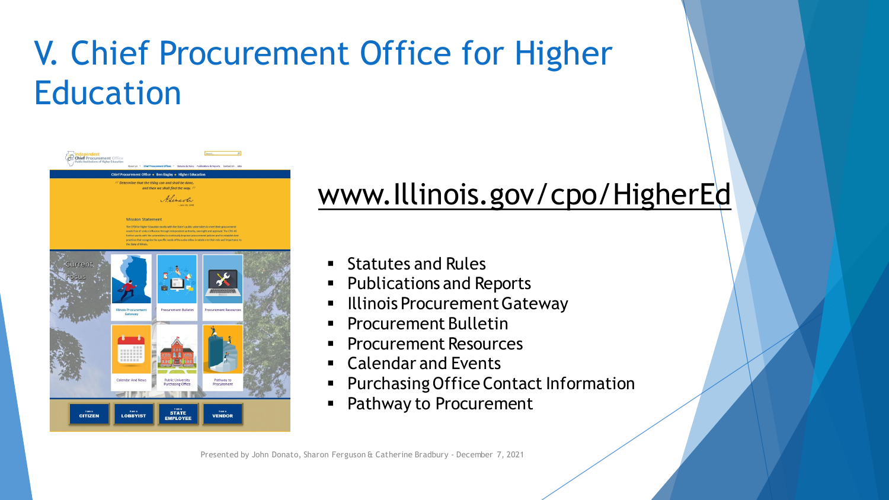# V. Chief Procurement Office for Higher Education

www.Illinois.gov/cpo/HigherEd

- Statutes and Rules
- Publications and Reports
- Illinois Procurement Gateway
- Procurement Bulletin
- Procurement Resources
- Calendar and Events
- Purchasing Office Contact Information
- Pathway to Procurement

Presented by John Donato, Sharon Ferguson & Catherine Bradbury - December 7, 2021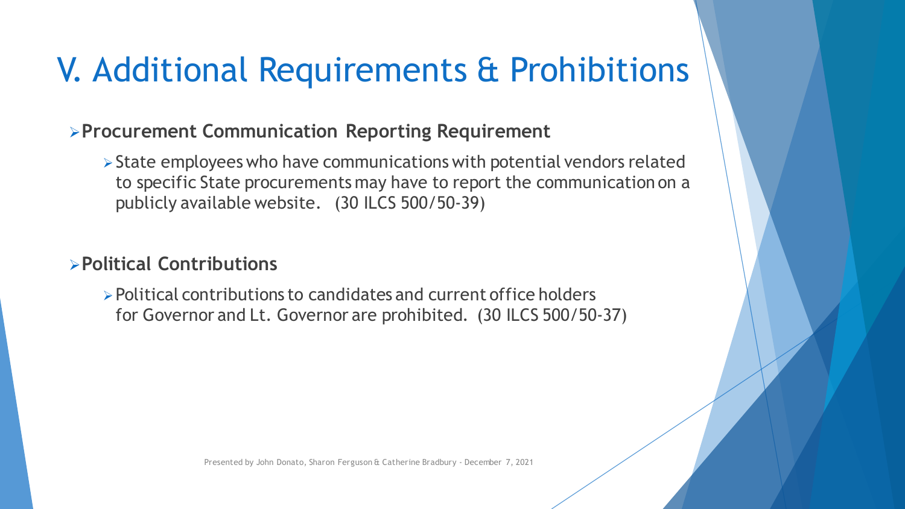# V. Additional Requirements & Prohibitions

- **Procurement Communication Reporting Requirement**
  - State employees who have communications with potential vendors related to specific State procurements may have to report the communication on a publicly available website. (30 ILCS 500/50-39)

- **Political Contributions**
  - Political contributions to candidates and current office holders for Governor and Lt. Governor are prohibited. (30 ILCS 500/50-37)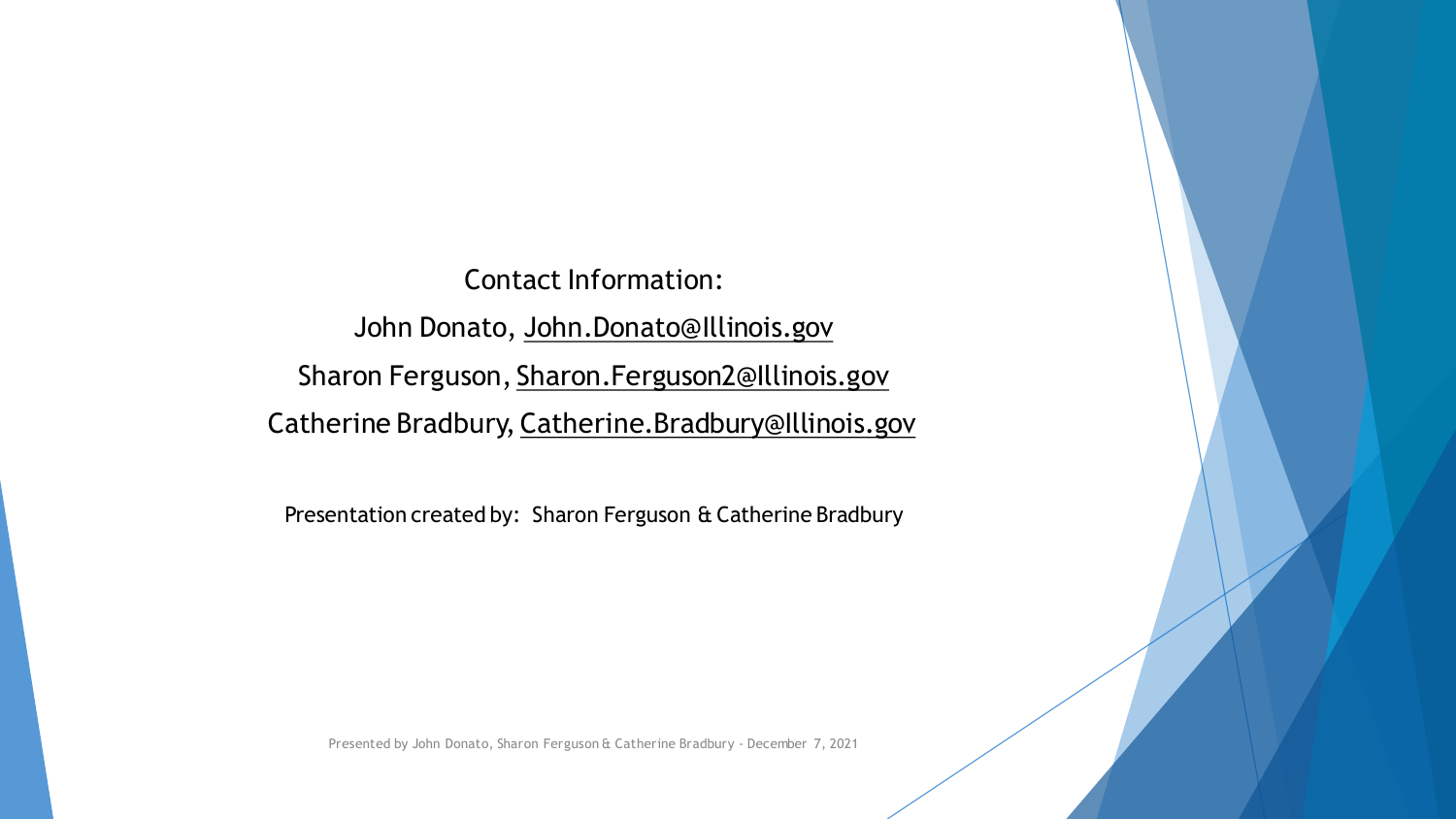Contact Information:

John Donato, John.Donato@Illinois.gov

Sharon Ferguson, Sharon.Ferguson2@Illinois.gov

Catherine Bradbury, Catherine.Bradbury@Illinois.gov

Presentation created by: Sharon Ferguson & Catherine Bradbury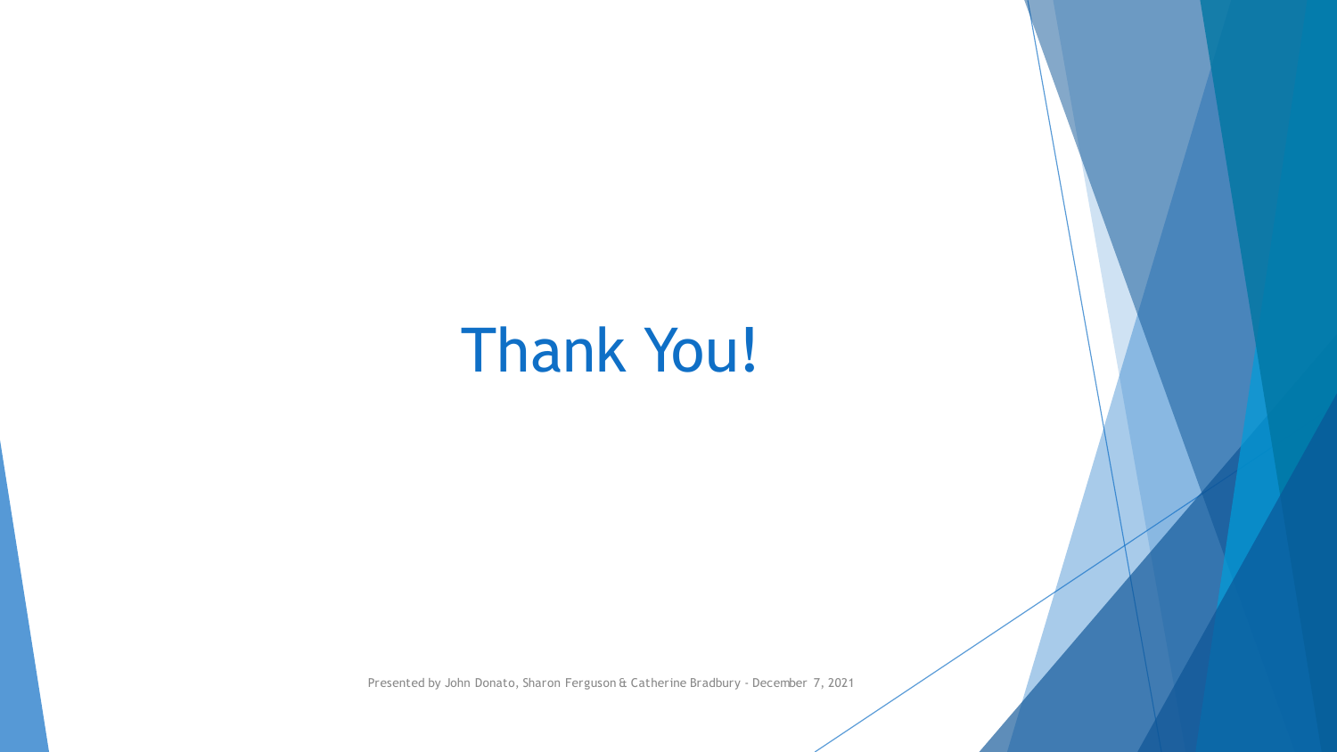# Thank You!

Presented by John Donato, Sharon Ferguson & Catherine Bradbury - December 7, 2021